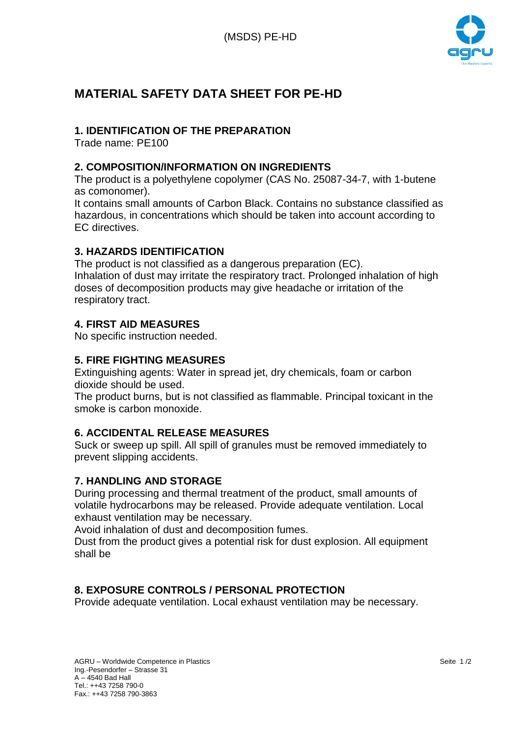# MATERIAL SAFETY DATA SHEET FOR PE-HD

## 1. IDENTIFICATION OF THE PREPARATION

Trade name: PE100

## 2. COMPOSITION/INFORMATION ON INGREDIENTS

The product is a polyethylene copolymer (CAS No. 25087-34-7, with 1-butene as comonomer).

It contains small amounts of Carbon Black. Contains no substance classified as hazardous, in concentrations which should be taken into account according to EC directives.

## 3. HAZARDS IDENTIFICATION

The product is not classified as a dangerous preparation (EC).

Inhalation of dust may irritate the respiratory tract. Prolonged inhalation of high doses of decomposition products may give headache or irritation of the respiratory tract.

## 4. FIRST AID MEASURES

No specific instruction needed.

## 5. FIRE FIGHTING MEASURES

Extinguishing agents: Water in spread jet, dry chemicals, foam or carbon dioxide should be used.

The product burns, but is not classified as flammable. Principal toxicant in the smoke is carbon monoxide.

## 6. ACCIDENTAL RELEASE MEASURES

Suck or sweep up spill. All spill of granules must be removed immediately to prevent slipping accidents.

## 7. HANDLING AND STORAGE

During processing and thermal treatment of the product, small amounts of volatile hydrocarbons may be released. Provide adequate ventilation. Local exhaust ventilation may be necessary.

Avoid inhalation of dust and decomposition fumes.

Dust from the product gives a potential risk for dust explosion. All equipment shall be

## 8. EXPOSURE CONTROLS / PERSONAL PROTECTION

Provide adequate ventilation. Local exhaust ventilation may be necessary.

AGRU – Worldwide Competence in Plastics
Ing.-Pesendorfer – Strasse 31
A – 4540 Bad Hall
Tel.: ++43 7258 790-0
Fax.: ++43 7258 790-3863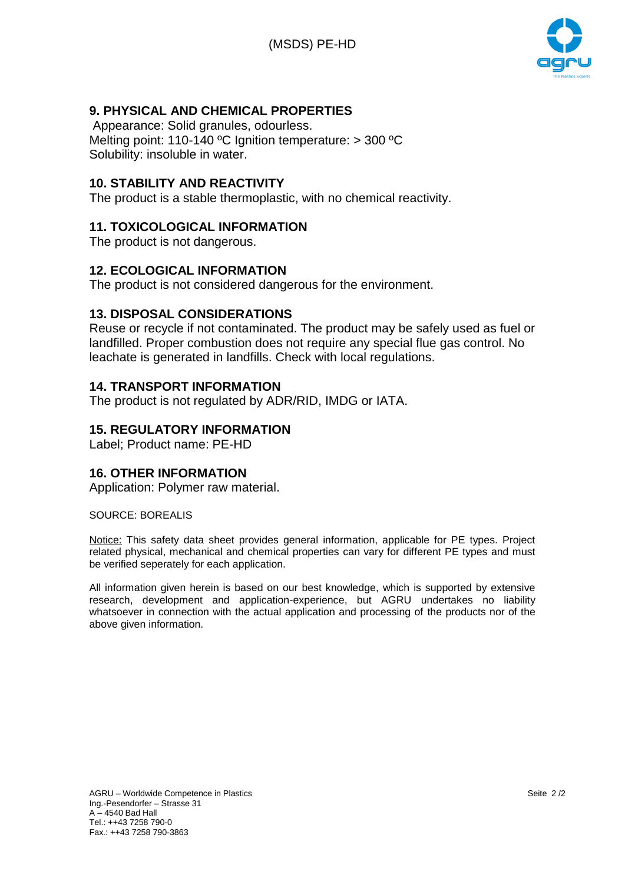## 9. PHYSICAL AND CHEMICAL PROPERTIES

Appearance: Solid granules, odourless.
Melting point: 110-140 ºC Ignition temperature: > 300 ºC
Solubility: insoluble in water.

## 10. STABILITY AND REACTIVITY

The product is a stable thermoplastic, with no chemical reactivity.

## 11. TOXICOLOGICAL INFORMATION

The product is not dangerous.

## 12. ECOLOGICAL INFORMATION

The product is not considered dangerous for the environment.

## 13. DISPOSAL CONSIDERATIONS

Reuse or recycle if not contaminated. The product may be safely used as fuel or landfilled. Proper combustion does not require any special flue gas control. No leachate is generated in landfills. Check with local regulations.

## 14. TRANSPORT INFORMATION

The product is not regulated by ADR/RID, IMDG or IATA.

## 15. REGULATORY INFORMATION

Label; Product name: PE-HD

## 16. OTHER INFORMATION

Application: Polymer raw material.

SOURCE: BOREALIS

Notice: This safety data sheet provides general information, applicable for PE types. Project related physical, mechanical and chemical properties can vary for different PE types and must be verified seperately for each application.

All information given herein is based on our best knowledge, which is supported by extensive research, development and application-experience, but AGRU undertakes no liability whatsoever in connection with the actual application and processing of the products nor of the above given information.

AGRU – Worldwide Competence in Plastics
Ing.-Pesendorfer – Strasse 31
A – 4540 Bad Hall
Tel.: ++43 7258 790-0
Fax.: ++43 7258 790-3863